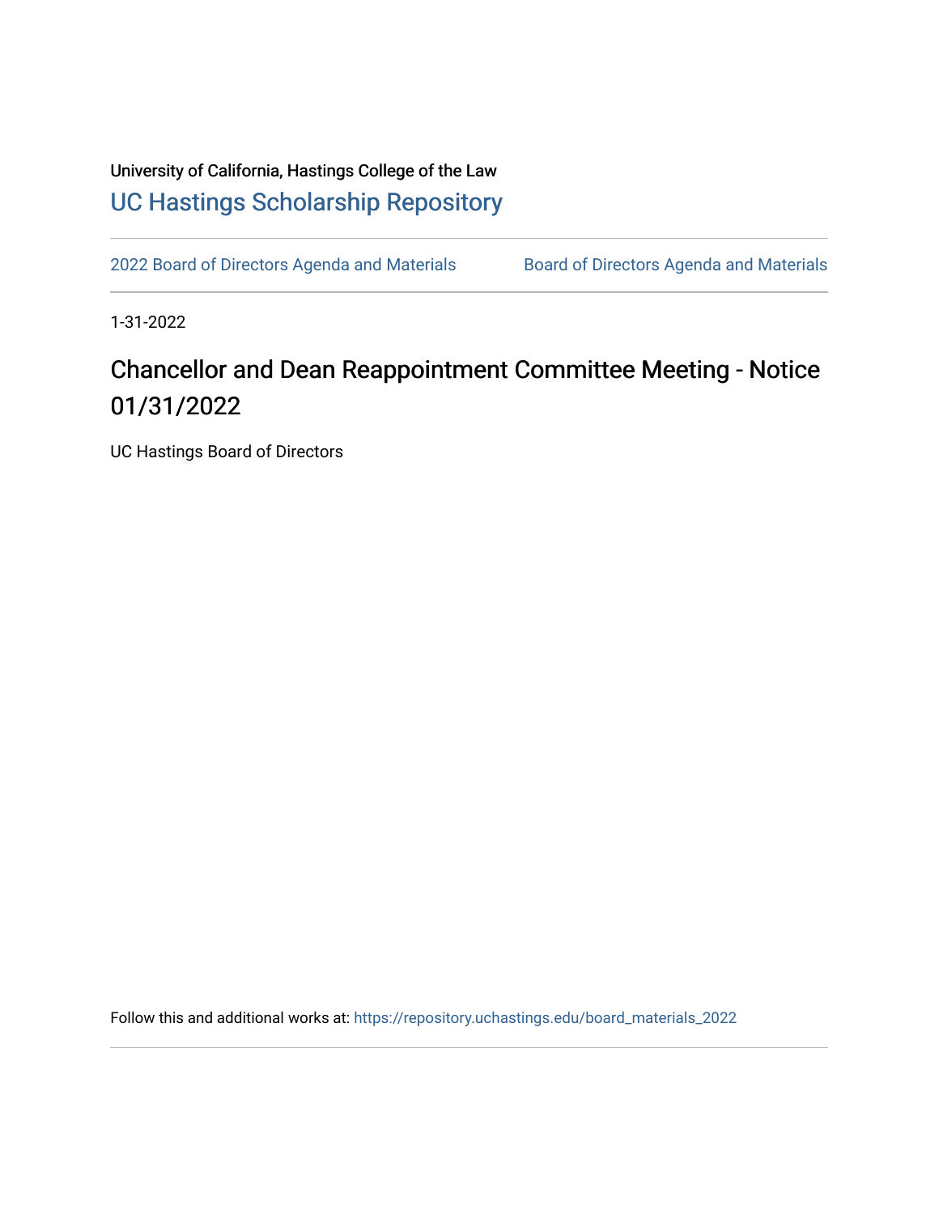University of California, Hastings College of the Law

[UC Hastings Scholarship Repository](https://repository.uchastings.edu)

[2022 Board of Directors Agenda and Materials](https://repository.uchastings.edu/board_materials_2022) [Board of Directors Agenda and Materials](https://repository.uchastings.edu/board_materials)

1-31-2022

# Chancellor and Dean Reappointment Committee Meeting - Notice 01/31/2022

UC Hastings Board of Directors

Follow this and additional works at: https://repository.uchastings.edu/board_materials_2022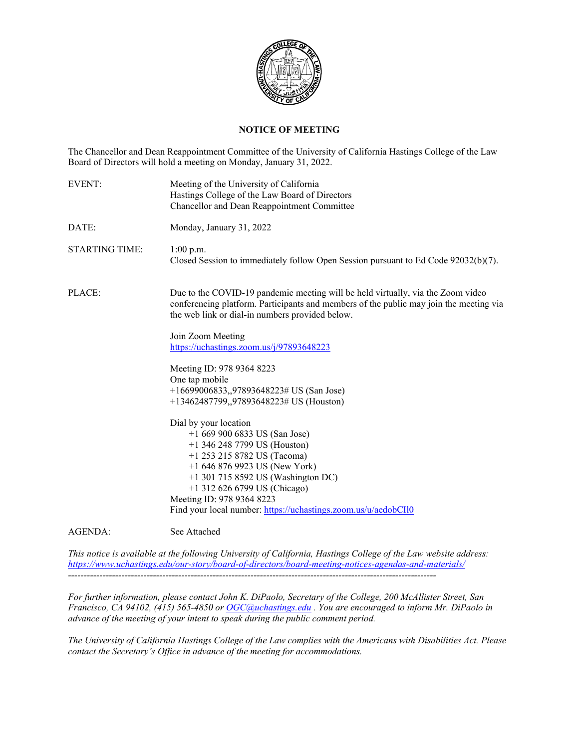## NOTICE OF MEETING

The Chancellor and Dean Reappointment Committee of the University of California Hastings College of the Law Board of Directors will hold a meeting on Monday, January 31, 2022.

| | |
|---|---|
| EVENT: | Meeting of the University of California Hastings College of the Law Board of Directors Chancellor and Dean Reappointment Committee |
| DATE: | Monday, January 31, 2022 |
| STARTING TIME: | 1:00 p.m. Closed Session to immediately follow Open Session pursuant to Ed Code 92032(b)(7). |
| PLACE: | Due to the COVID-19 pandemic meeting will be held virtually, via the Zoom video conferencing platform. Participants and members of the public may join the meeting via the web link or dial-in numbers provided below. |

Join Zoom Meeting
https://uchastings.zoom.us/j/97893648223

Meeting ID: 978 9364 8223
One tap mobile
+16699006833,,97893648223# US (San Jose)
+13462487799,,97893648223# US (Houston)

Dial by your location
- +1 669 900 6833 US (San Jose)
- +1 346 248 7799 US (Houston)
- +1 253 215 8782 US (Tacoma)
- +1 646 876 9923 US (New York)
- +1 301 715 8592 US (Washington DC)
- +1 312 626 6799 US (Chicago)

Meeting ID: 978 9364 8223
Find your local number: https://uchastings.zoom.us/u/aedobCIl0

AGENDA: See Attached

*This notice is available at the following University of California, Hastings College of the Law website address: https://www.uchastings.edu/our-story/board-of-directors/board-meeting-notices-agendas-and-materials/*

---

*For further information, please contact John K. DiPaolo, Secretary of the College, 200 McAllister Street, San Francisco, CA 94102, (415) 565-4850 or OGC@uchastings.edu . You are encouraged to inform Mr. DiPaolo in advance of the meeting of your intent to speak during the public comment period.*

*The University of California Hastings College of the Law complies with the Americans with Disabilities Act. Please contact the Secretary's Office in advance of the meeting for accommodations.*